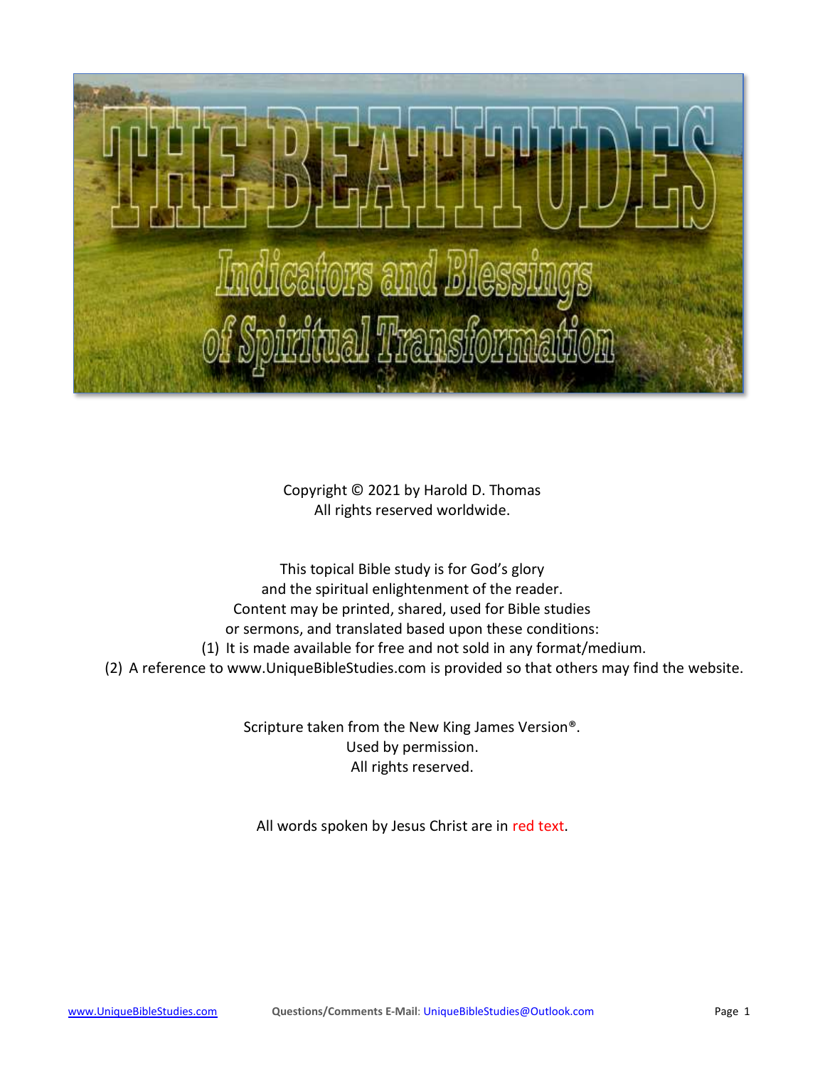# THE BEATITUDES

## Indicators and Blessings of Spiritual Transformation

Copyright © 2021 by Harold D. Thomas
All rights reserved worldwide.

This topical Bible study is for God's glory
and the spiritual enlightenment of the reader.
Content may be printed, shared, used for Bible studies
or sermons, and translated based upon these conditions:

(1) It is made available for free and not sold in any format/medium.
(2) A reference to www.UniqueBibleStudies.com is provided so that others may find the website.

Scripture taken from the New King James Version®.
Used by permission.
All rights reserved.

All words spoken by Jesus Christ are in red text.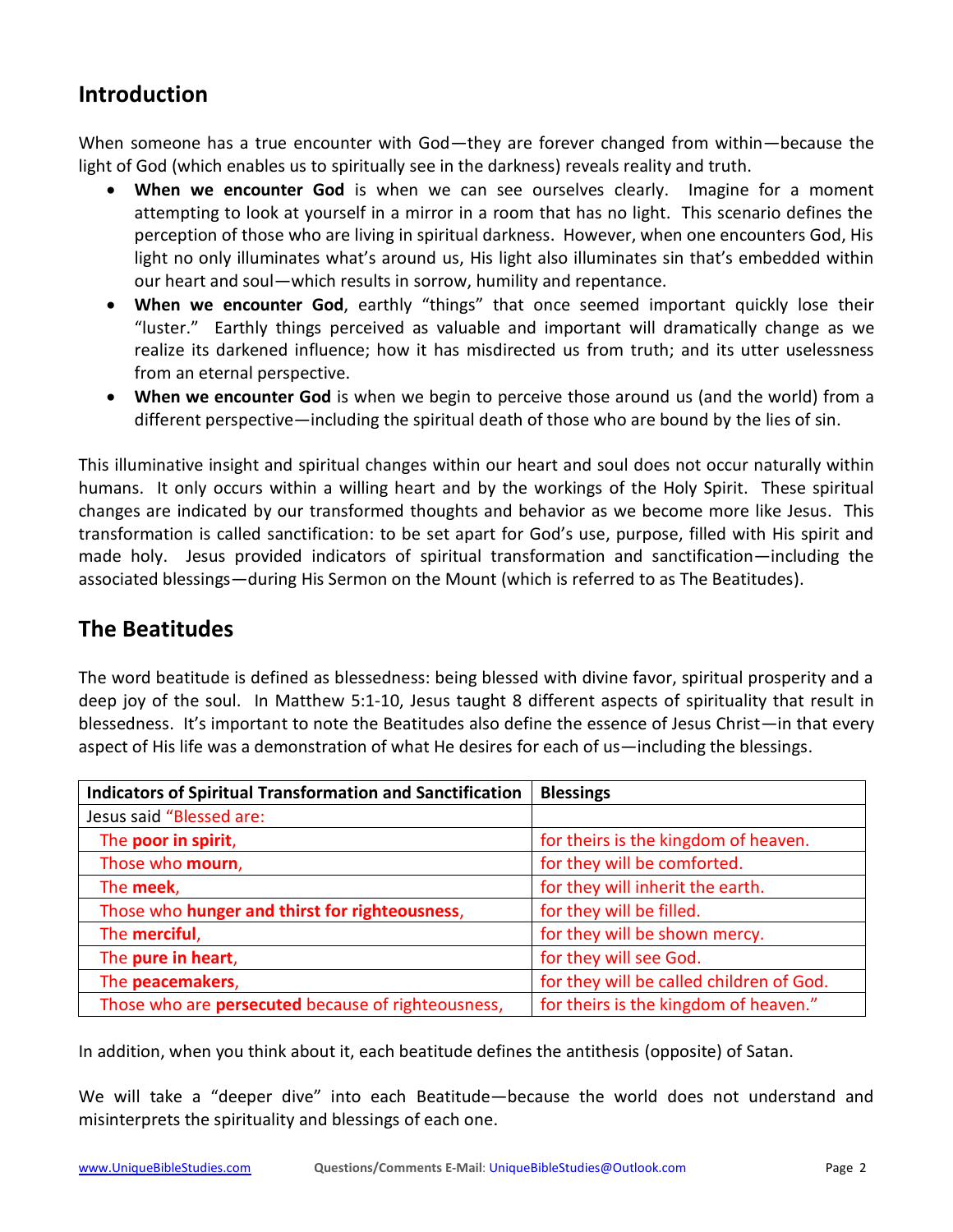## Introduction

When someone has a true encounter with God—they are forever changed from within—because the light of God (which enables us to spiritually see in the darkness) reveals reality and truth.

- **When we encounter God** is when we can see ourselves clearly. Imagine for a moment attempting to look at yourself in a mirror in a room that has no light. This scenario defines the perception of those who are living in spiritual darkness. However, when one encounters God, His light no only illuminates what's around us, His light also illuminates sin that's embedded within our heart and soul—which results in sorrow, humility and repentance.
- **When we encounter God**, earthly "things" that once seemed important quickly lose their "luster." Earthly things perceived as valuable and important will dramatically change as we realize its darkened influence; how it has misdirected us from truth; and its utter uselessness from an eternal perspective.
- **When we encounter God** is when we begin to perceive those around us (and the world) from a different perspective—including the spiritual death of those who are bound by the lies of sin.

This illuminative insight and spiritual changes within our heart and soul does not occur naturally within humans. It only occurs within a willing heart and by the workings of the Holy Spirit. These spiritual changes are indicated by our transformed thoughts and behavior as we become more like Jesus. This transformation is called sanctification: to be set apart for God's use, purpose, filled with His spirit and made holy. Jesus provided indicators of spiritual transformation and sanctification—including the associated blessings—during His Sermon on the Mount (which is referred to as The Beatitudes).

## The Beatitudes

The word beatitude is defined as blessedness: being blessed with divine favor, spiritual prosperity and a deep joy of the soul. In Matthew 5:1-10, Jesus taught 8 different aspects of spirituality that result in blessedness. It's important to note the Beatitudes also define the essence of Jesus Christ—in that every aspect of His life was a demonstration of what He desires for each of us—including the blessings.

| **Indicators of Spiritual Transformation and Sanctification** | **Blessings** |
|---|---|
| Jesus said "Blessed are: | |
| The **poor in spirit**, | for theirs is the kingdom of heaven. |
| Those who **mourn**, | for they will be comforted. |
| The **meek**, | for they will inherit the earth. |
| Those who **hunger and thirst for righteousness**, | for they will be filled. |
| The **merciful**, | for they will be shown mercy. |
| The **pure in heart**, | for they will see God. |
| The **peacemakers**, | for they will be called children of God. |
| Those who are **persecuted** because of righteousness, | for theirs is the kingdom of heaven." |

In addition, when you think about it, each beatitude defines the antithesis (opposite) of Satan.

We will take a "deeper dive" into each Beatitude—because the world does not understand and misinterprets the spirituality and blessings of each one.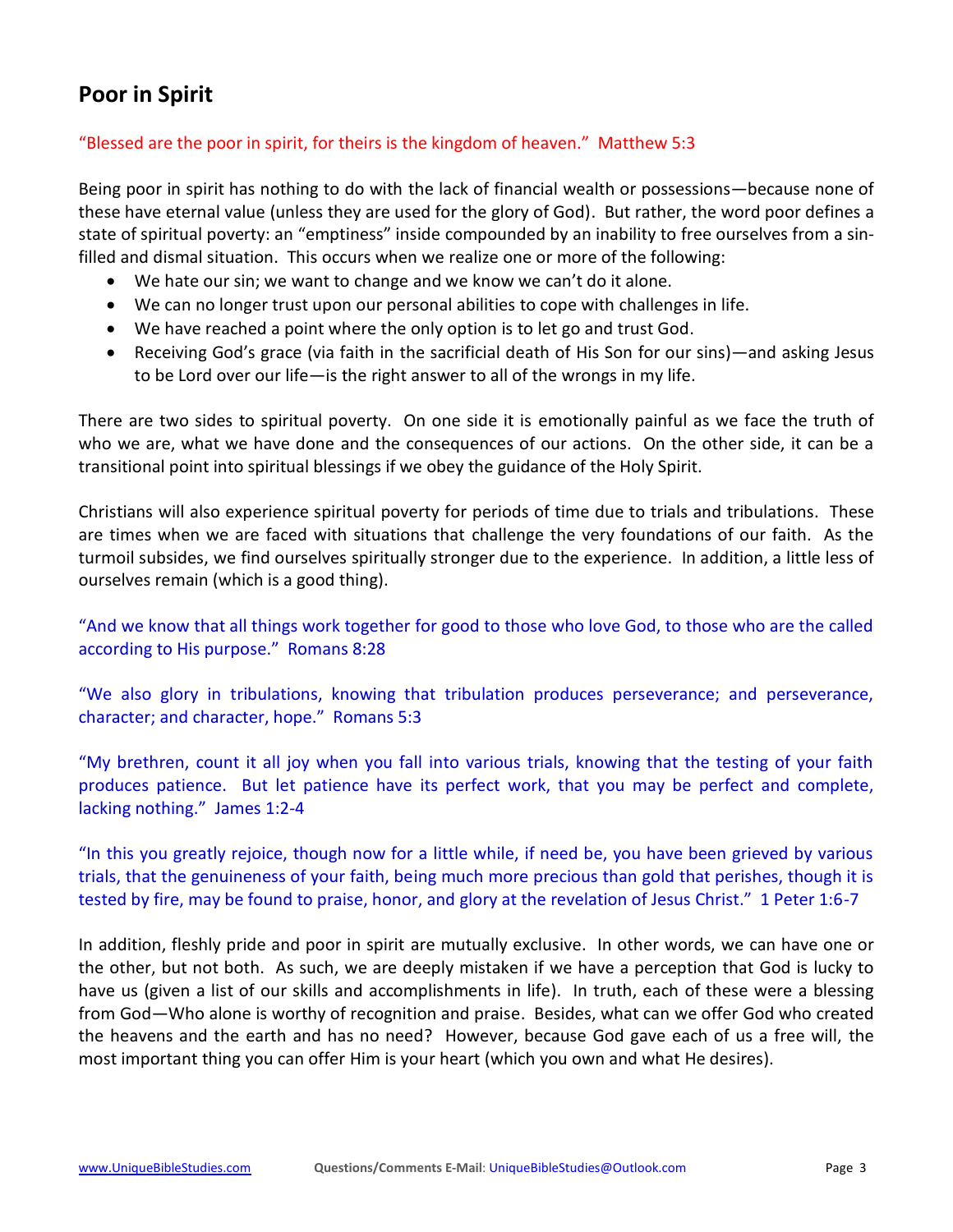## Poor in Spirit

"Blessed are the poor in spirit, for theirs is the kingdom of heaven." Matthew 5:3

Being poor in spirit has nothing to do with the lack of financial wealth or possessions—because none of these have eternal value (unless they are used for the glory of God). But rather, the word poor defines a state of spiritual poverty: an "emptiness" inside compounded by an inability to free ourselves from a sin-filled and dismal situation. This occurs when we realize one or more of the following:

- We hate our sin; we want to change and we know we can't do it alone.
- We can no longer trust upon our personal abilities to cope with challenges in life.
- We have reached a point where the only option is to let go and trust God.
- Receiving God's grace (via faith in the sacrificial death of His Son for our sins)—and asking Jesus to be Lord over our life—is the right answer to all of the wrongs in my life.

There are two sides to spiritual poverty. On one side it is emotionally painful as we face the truth of who we are, what we have done and the consequences of our actions. On the other side, it can be a transitional point into spiritual blessings if we obey the guidance of the Holy Spirit.

Christians will also experience spiritual poverty for periods of time due to trials and tribulations. These are times when we are faced with situations that challenge the very foundations of our faith. As the turmoil subsides, we find ourselves spiritually stronger due to the experience. In addition, a little less of ourselves remain (which is a good thing).

"And we know that all things work together for good to those who love God, to those who are the called according to His purpose." Romans 8:28

"We also glory in tribulations, knowing that tribulation produces perseverance; and perseverance, character; and character, hope." Romans 5:3

"My brethren, count it all joy when you fall into various trials, knowing that the testing of your faith produces patience. But let patience have its perfect work, that you may be perfect and complete, lacking nothing." James 1:2-4

"In this you greatly rejoice, though now for a little while, if need be, you have been grieved by various trials, that the genuineness of your faith, being much more precious than gold that perishes, though it is tested by fire, may be found to praise, honor, and glory at the revelation of Jesus Christ." 1 Peter 1:6-7

In addition, fleshly pride and poor in spirit are mutually exclusive. In other words, we can have one or the other, but not both. As such, we are deeply mistaken if we have a perception that God is lucky to have us (given a list of our skills and accomplishments in life). In truth, each of these were a blessing from God—Who alone is worthy of recognition and praise. Besides, what can we offer God who created the heavens and the earth and has no need? However, because God gave each of us a free will, the most important thing you can offer Him is your heart (which you own and what He desires).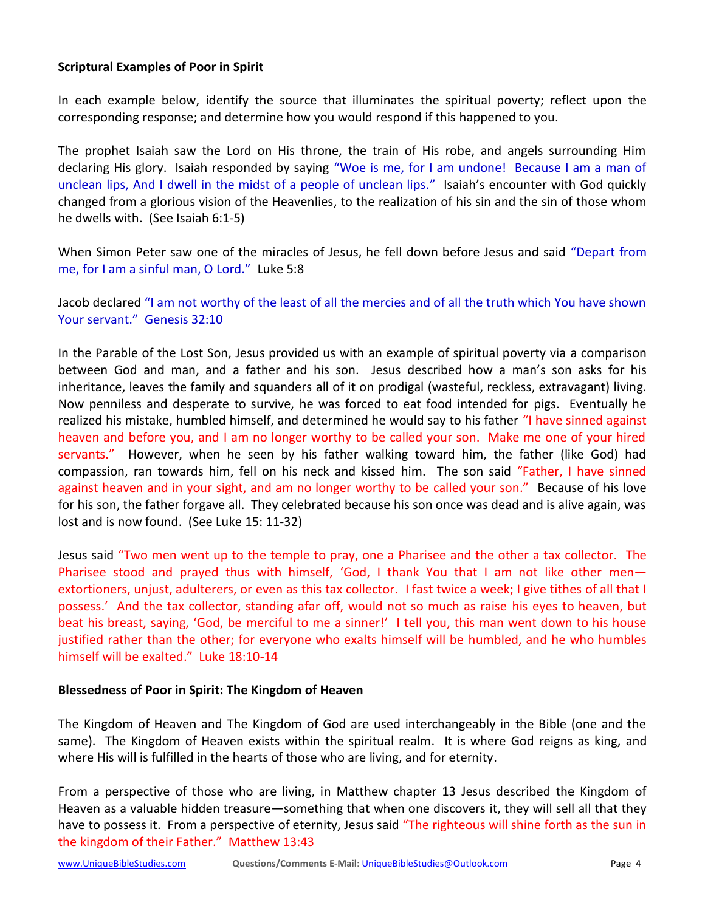**Scriptural Examples of Poor in Spirit**

In each example below, identify the source that illuminates the spiritual poverty; reflect upon the corresponding response; and determine how you would respond if this happened to you.

The prophet Isaiah saw the Lord on His throne, the train of His robe, and angels surrounding Him declaring His glory. Isaiah responded by saying "Woe is me, for I am undone! Because I am a man of unclean lips, And I dwell in the midst of a people of unclean lips." Isaiah's encounter with God quickly changed from a glorious vision of the Heavenlies, to the realization of his sin and the sin of those whom he dwells with. (See Isaiah 6:1-5)

When Simon Peter saw one of the miracles of Jesus, he fell down before Jesus and said "Depart from me, for I am a sinful man, O Lord." Luke 5:8

Jacob declared "I am not worthy of the least of all the mercies and of all the truth which You have shown Your servant." Genesis 32:10

In the Parable of the Lost Son, Jesus provided us with an example of spiritual poverty via a comparison between God and man, and a father and his son. Jesus described how a man's son asks for his inheritance, leaves the family and squanders all of it on prodigal (wasteful, reckless, extravagant) living. Now penniless and desperate to survive, he was forced to eat food intended for pigs. Eventually he realized his mistake, humbled himself, and determined he would say to his father "I have sinned against heaven and before you, and I am no longer worthy to be called your son. Make me one of your hired servants." However, when he seen by his father walking toward him, the father (like God) had compassion, ran towards him, fell on his neck and kissed him. The son said "Father, I have sinned against heaven and in your sight, and am no longer worthy to be called your son." Because of his love for his son, the father forgave all. They celebrated because his son once was dead and is alive again, was lost and is now found. (See Luke 15: 11-32)

Jesus said "Two men went up to the temple to pray, one a Pharisee and the other a tax collector. The Pharisee stood and prayed thus with himself, 'God, I thank You that I am not like other men—extortioners, unjust, adulterers, or even as this tax collector. I fast twice a week; I give tithes of all that I possess.' And the tax collector, standing afar off, would not so much as raise his eyes to heaven, but beat his breast, saying, 'God, be merciful to me a sinner!' I tell you, this man went down to his house justified rather than the other; for everyone who exalts himself will be humbled, and he who humbles himself will be exalted." Luke 18:10-14

**Blessedness of Poor in Spirit: The Kingdom of Heaven**

The Kingdom of Heaven and The Kingdom of God are used interchangeably in the Bible (one and the same). The Kingdom of Heaven exists within the spiritual realm. It is where God reigns as king, and where His will is fulfilled in the hearts of those who are living, and for eternity.

From a perspective of those who are living, in Matthew chapter 13 Jesus described the Kingdom of Heaven as a valuable hidden treasure—something that when one discovers it, they will sell all that they have to possess it. From a perspective of eternity, Jesus said "The righteous will shine forth as the sun in the kingdom of their Father." Matthew 13:43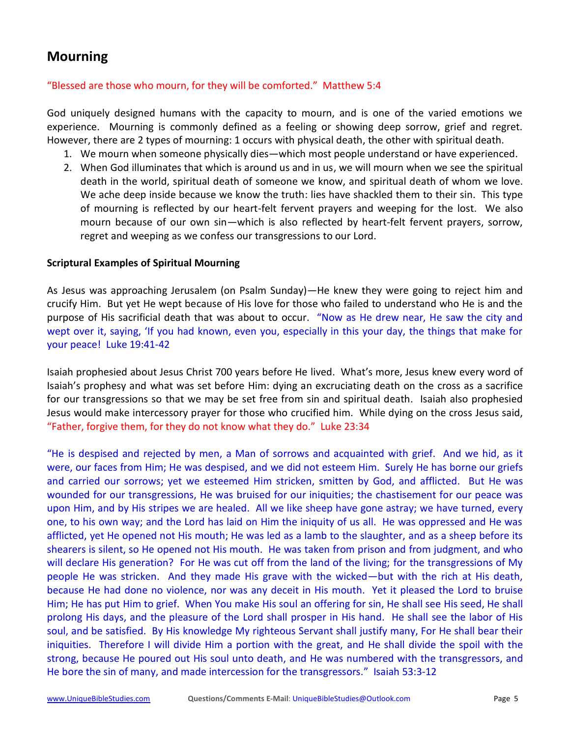## Mourning

"Blessed are those who mourn, for they will be comforted." Matthew 5:4

God uniquely designed humans with the capacity to mourn, and is one of the varied emotions we experience. Mourning is commonly defined as a feeling or showing deep sorrow, grief and regret. However, there are 2 types of mourning: 1 occurs with physical death, the other with spiritual death.

1. We mourn when someone physically dies—which most people understand or have experienced.
2. When God illuminates that which is around us and in us, we will mourn when we see the spiritual death in the world, spiritual death of someone we know, and spiritual death of whom we love. We ache deep inside because we know the truth: lies have shackled them to their sin. This type of mourning is reflected by our heart-felt fervent prayers and weeping for the lost. We also mourn because of our own sin—which is also reflected by heart-felt fervent prayers, sorrow, regret and weeping as we confess our transgressions to our Lord.

**Scriptural Examples of Spiritual Mourning**

As Jesus was approaching Jerusalem (on Psalm Sunday)—He knew they were going to reject him and crucify Him. But yet He wept because of His love for those who failed to understand who He is and the purpose of His sacrificial death that was about to occur. "Now as He drew near, He saw the city and wept over it, saying, 'If you had known, even you, especially in this your day, the things that make for your peace! Luke 19:41-42

Isaiah prophesied about Jesus Christ 700 years before He lived. What's more, Jesus knew every word of Isaiah's prophesy and what was set before Him: dying an excruciating death on the cross as a sacrifice for our transgressions so that we may be set free from sin and spiritual death. Isaiah also prophesied Jesus would make intercessory prayer for those who crucified him. While dying on the cross Jesus said, "Father, forgive them, for they do not know what they do." Luke 23:34

"He is despised and rejected by men, a Man of sorrows and acquainted with grief. And we hid, as it were, our faces from Him; He was despised, and we did not esteem Him. Surely He has borne our griefs and carried our sorrows; yet we esteemed Him stricken, smitten by God, and afflicted. But He was wounded for our transgressions, He was bruised for our iniquities; the chastisement for our peace was upon Him, and by His stripes we are healed. All we like sheep have gone astray; we have turned, every one, to his own way; and the Lord has laid on Him the iniquity of us all. He was oppressed and He was afflicted, yet He opened not His mouth; He was led as a lamb to the slaughter, and as a sheep before its shearers is silent, so He opened not His mouth. He was taken from prison and from judgment, and who will declare His generation? For He was cut off from the land of the living; for the transgressions of My people He was stricken. And they made His grave with the wicked—but with the rich at His death, because He had done no violence, nor was any deceit in His mouth. Yet it pleased the Lord to bruise Him; He has put Him to grief. When You make His soul an offering for sin, He shall see His seed, He shall prolong His days, and the pleasure of the Lord shall prosper in His hand. He shall see the labor of His soul, and be satisfied. By His knowledge My righteous Servant shall justify many, For He shall bear their iniquities. Therefore I will divide Him a portion with the great, and He shall divide the spoil with the strong, because He poured out His soul unto death, and He was numbered with the transgressors, and He bore the sin of many, and made intercession for the transgressors." Isaiah 53:3-12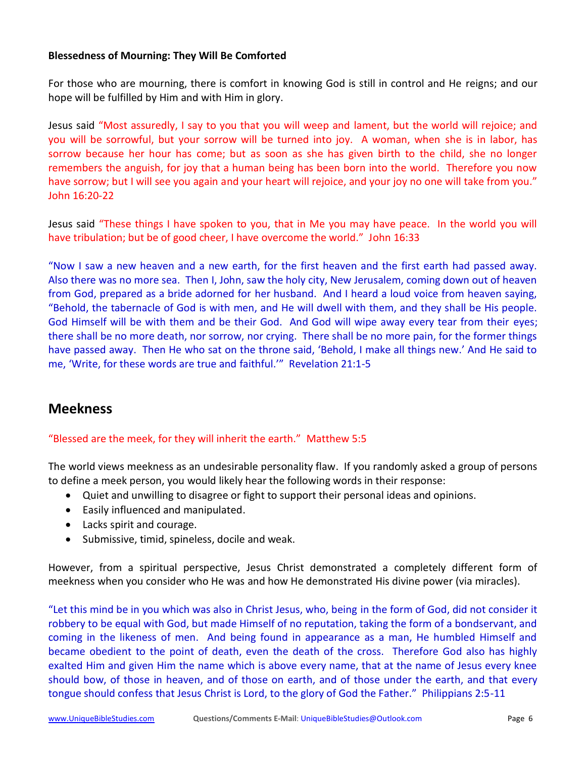**Blessedness of Mourning: They Will Be Comforted**

For those who are mourning, there is comfort in knowing God is still in control and He reigns; and our hope will be fulfilled by Him and with Him in glory.

Jesus said "Most assuredly, I say to you that you will weep and lament, but the world will rejoice; and you will be sorrowful, but your sorrow will be turned into joy. A woman, when she is in labor, has sorrow because her hour has come; but as soon as she has given birth to the child, she no longer remembers the anguish, for joy that a human being has been born into the world. Therefore you now have sorrow; but I will see you again and your heart will rejoice, and your joy no one will take from you." John 16:20-22

Jesus said "These things I have spoken to you, that in Me you may have peace. In the world you will have tribulation; but be of good cheer, I have overcome the world." John 16:33

"Now I saw a new heaven and a new earth, for the first heaven and the first earth had passed away. Also there was no more sea. Then I, John, saw the holy city, New Jerusalem, coming down out of heaven from God, prepared as a bride adorned for her husband. And I heard a loud voice from heaven saying, "Behold, the tabernacle of God is with men, and He will dwell with them, and they shall be His people. God Himself will be with them and be their God. And God will wipe away every tear from their eyes; there shall be no more death, nor sorrow, nor crying. There shall be no more pain, for the former things have passed away. Then He who sat on the throne said, 'Behold, I make all things new.' And He said to me, 'Write, for these words are true and faithful.'" Revelation 21:1-5

## Meekness

"Blessed are the meek, for they will inherit the earth." Matthew 5:5

The world views meekness as an undesirable personality flaw. If you randomly asked a group of persons to define a meek person, you would likely hear the following words in their response:

- Quiet and unwilling to disagree or fight to support their personal ideas and opinions.
- Easily influenced and manipulated.
- Lacks spirit and courage.
- Submissive, timid, spineless, docile and weak.

However, from a spiritual perspective, Jesus Christ demonstrated a completely different form of meekness when you consider who He was and how He demonstrated His divine power (via miracles).

"Let this mind be in you which was also in Christ Jesus, who, being in the form of God, did not consider it robbery to be equal with God, but made Himself of no reputation, taking the form of a bondservant, and coming in the likeness of men. And being found in appearance as a man, He humbled Himself and became obedient to the point of death, even the death of the cross. Therefore God also has highly exalted Him and given Him the name which is above every name, that at the name of Jesus every knee should bow, of those in heaven, and of those on earth, and of those under the earth, and that every tongue should confess that Jesus Christ is Lord, to the glory of God the Father." Philippians 2:5-11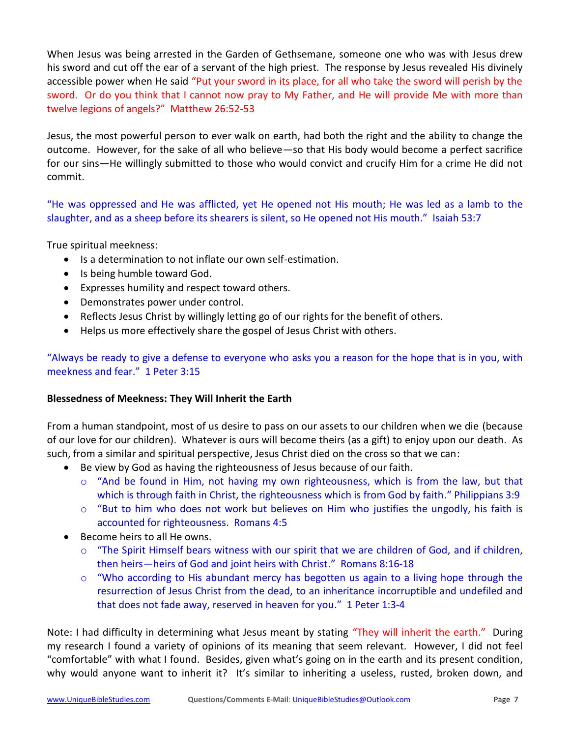When Jesus was being arrested in the Garden of Gethsemane, someone one who was with Jesus drew his sword and cut off the ear of a servant of the high priest. The response by Jesus revealed His divinely accessible power when He said "Put your sword in its place, for all who take the sword will perish by the sword. Or do you think that I cannot now pray to My Father, and He will provide Me with more than twelve legions of angels?" Matthew 26:52-53

Jesus, the most powerful person to ever walk on earth, had both the right and the ability to change the outcome. However, for the sake of all who believe—so that His body would become a perfect sacrifice for our sins—He willingly submitted to those who would convict and crucify Him for a crime He did not commit.

"He was oppressed and He was afflicted, yet He opened not His mouth; He was led as a lamb to the slaughter, and as a sheep before its shearers is silent, so He opened not His mouth." Isaiah 53:7

True spiritual meekness:

- Is a determination to not inflate our own self-estimation.
- Is being humble toward God.
- Expresses humility and respect toward others.
- Demonstrates power under control.
- Reflects Jesus Christ by willingly letting go of our rights for the benefit of others.
- Helps us more effectively share the gospel of Jesus Christ with others.

"Always be ready to give a defense to everyone who asks you a reason for the hope that is in you, with meekness and fear." 1 Peter 3:15

**Blessedness of Meekness: They Will Inherit the Earth**

From a human standpoint, most of us desire to pass on our assets to our children when we die (because of our love for our children). Whatever is ours will become theirs (as a gift) to enjoy upon our death. As such, from a similar and spiritual perspective, Jesus Christ died on the cross so that we can:

- Be view by God as having the righteousness of Jesus because of our faith.
  - "And be found in Him, not having my own righteousness, which is from the law, but that which is through faith in Christ, the righteousness which is from God by faith." Philippians 3:9
  - "But to him who does not work but believes on Him who justifies the ungodly, his faith is accounted for righteousness. Romans 4:5
- Become heirs to all He owns.
  - "The Spirit Himself bears witness with our spirit that we are children of God, and if children, then heirs—heirs of God and joint heirs with Christ." Romans 8:16-18
  - "Who according to His abundant mercy has begotten us again to a living hope through the resurrection of Jesus Christ from the dead, to an inheritance incorruptible and undefiled and that does not fade away, reserved in heaven for you." 1 Peter 1:3-4

Note: I had difficulty in determining what Jesus meant by stating "They will inherit the earth." During my research I found a variety of opinions of its meaning that seem relevant. However, I did not feel "comfortable" with what I found. Besides, given what's going on in the earth and its present condition, why would anyone want to inherit it? It's similar to inheriting a useless, rusted, broken down, and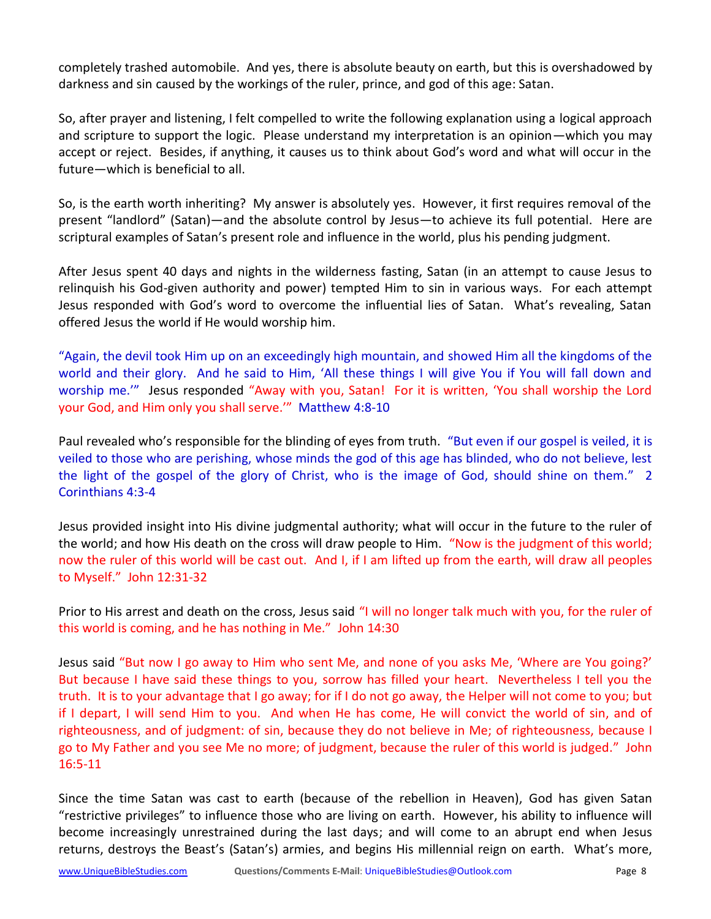completely trashed automobile. And yes, there is absolute beauty on earth, but this is overshadowed by darkness and sin caused by the workings of the ruler, prince, and god of this age: Satan.

So, after prayer and listening, I felt compelled to write the following explanation using a logical approach and scripture to support the logic. Please understand my interpretation is an opinion—which you may accept or reject. Besides, if anything, it causes us to think about God's word and what will occur in the future—which is beneficial to all.

So, is the earth worth inheriting? My answer is absolutely yes. However, it first requires removal of the present "landlord" (Satan)—and the absolute control by Jesus—to achieve its full potential. Here are scriptural examples of Satan's present role and influence in the world, plus his pending judgment.

After Jesus spent 40 days and nights in the wilderness fasting, Satan (in an attempt to cause Jesus to relinquish his God-given authority and power) tempted Him to sin in various ways. For each attempt Jesus responded with God's word to overcome the influential lies of Satan. What's revealing, Satan offered Jesus the world if He would worship him.

"Again, the devil took Him up on an exceedingly high mountain, and showed Him all the kingdoms of the world and their glory. And he said to Him, 'All these things I will give You if You will fall down and worship me.'" Jesus responded "Away with you, Satan! For it is written, 'You shall worship the Lord your God, and Him only you shall serve.'" Matthew 4:8-10

Paul revealed who's responsible for the blinding of eyes from truth. "But even if our gospel is veiled, it is veiled to those who are perishing, whose minds the god of this age has blinded, who do not believe, lest the light of the gospel of the glory of Christ, who is the image of God, should shine on them." 2 Corinthians 4:3-4

Jesus provided insight into His divine judgmental authority; what will occur in the future to the ruler of the world; and how His death on the cross will draw people to Him. "Now is the judgment of this world; now the ruler of this world will be cast out. And I, if I am lifted up from the earth, will draw all peoples to Myself." John 12:31-32

Prior to His arrest and death on the cross, Jesus said "I will no longer talk much with you, for the ruler of this world is coming, and he has nothing in Me." John 14:30

Jesus said "But now I go away to Him who sent Me, and none of you asks Me, 'Where are You going?' But because I have said these things to you, sorrow has filled your heart. Nevertheless I tell you the truth. It is to your advantage that I go away; for if I do not go away, the Helper will not come to you; but if I depart, I will send Him to you. And when He has come, He will convict the world of sin, and of righteousness, and of judgment: of sin, because they do not believe in Me; of righteousness, because I go to My Father and you see Me no more; of judgment, because the ruler of this world is judged." John 16:5-11

Since the time Satan was cast to earth (because of the rebellion in Heaven), God has given Satan "restrictive privileges" to influence those who are living on earth. However, his ability to influence will become increasingly unrestrained during the last days; and will come to an abrupt end when Jesus returns, destroys the Beast's (Satan's) armies, and begins His millennial reign on earth. What's more,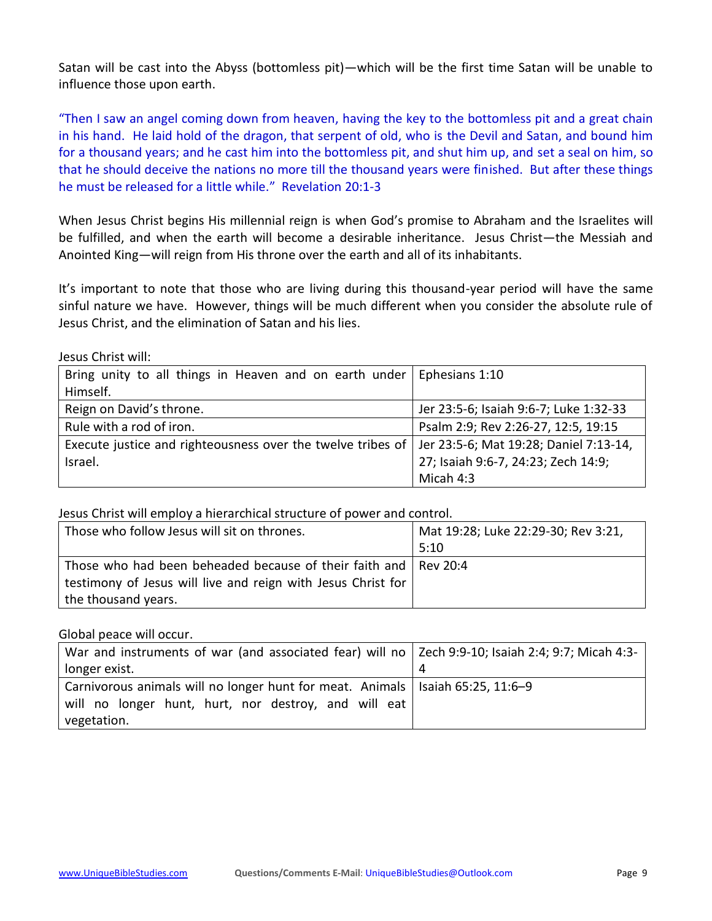Satan will be cast into the Abyss (bottomless pit)—which will be the first time Satan will be unable to influence those upon earth.

"Then I saw an angel coming down from heaven, having the key to the bottomless pit and a great chain in his hand. He laid hold of the dragon, that serpent of old, who is the Devil and Satan, and bound him for a thousand years; and he cast him into the bottomless pit, and shut him up, and set a seal on him, so that he should deceive the nations no more till the thousand years were finished. But after these things he must be released for a little while." Revelation 20:1-3

When Jesus Christ begins His millennial reign is when God's promise to Abraham and the Israelites will be fulfilled, and when the earth will become a desirable inheritance. Jesus Christ—the Messiah and Anointed King—will reign from His throne over the earth and all of its inhabitants.

It's important to note that those who are living during this thousand-year period will have the same sinful nature we have. However, things will be much different when you consider the absolute rule of Jesus Christ, and the elimination of Satan and his lies.

Jesus Christ will:

| | |
|---|---|
| Bring unity to all things in Heaven and on earth under Himself. | Ephesians 1:10 |
| Reign on David's throne. | Jer 23:5-6; Isaiah 9:6-7; Luke 1:32-33 |
| Rule with a rod of iron. | Psalm 2:9; Rev 2:26-27, 12:5, 19:15 |
| Execute justice and righteousness over the twelve tribes of Israel. | Jer 23:5-6; Mat 19:28; Daniel 7:13-14, 27; Isaiah 9:6-7, 24:23; Zech 14:9; Micah 4:3 |

Jesus Christ will employ a hierarchical structure of power and control.

| | |
|---|---|
| Those who follow Jesus will sit on thrones. | Mat 19:28; Luke 22:29-30; Rev 3:21, 5:10 |
| Those who had been beheaded because of their faith and testimony of Jesus will live and reign with Jesus Christ for the thousand years. | Rev 20:4 |

Global peace will occur.

| | |
|---|---|
| War and instruments of war (and associated fear) will no longer exist. | Zech 9:9-10; Isaiah 2:4; 9:7; Micah 4:3-4 |
| Carnivorous animals will no longer hunt for meat. Animals will no longer hunt, hurt, nor destroy, and will eat vegetation. | Isaiah 65:25, 11:6–9 |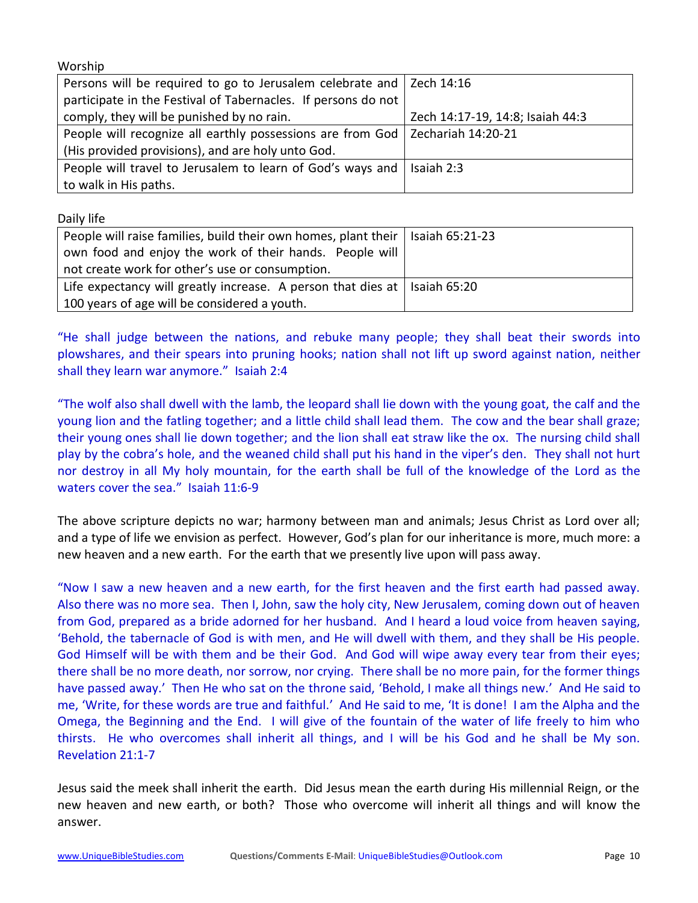Worship

| | |
|---|---|
| Persons will be required to go to Jerusalem celebrate and participate in the Festival of Tabernacles. If persons do not comply, they will be punished by no rain. | Zech 14:16<br><br>Zech 14:17-19, 14:8; Isaiah 44:3 |
| People will recognize all earthly possessions are from God (His provided provisions), and are holy unto God. | Zechariah 14:20-21 |
| People will travel to Jerusalem to learn of God's ways and to walk in His paths. | Isaiah 2:3 |

Daily life

| | |
|---|---|
| People will raise families, build their own homes, plant their own food and enjoy the work of their hands. People will not create work for other's use or consumption. | Isaiah 65:21-23 |
| Life expectancy will greatly increase. A person that dies at 100 years of age will be considered a youth. | Isaiah 65:20 |

"He shall judge between the nations, and rebuke many people; they shall beat their swords into plowshares, and their spears into pruning hooks; nation shall not lift up sword against nation, neither shall they learn war anymore." Isaiah 2:4

"The wolf also shall dwell with the lamb, the leopard shall lie down with the young goat, the calf and the young lion and the fatling together; and a little child shall lead them. The cow and the bear shall graze; their young ones shall lie down together; and the lion shall eat straw like the ox. The nursing child shall play by the cobra's hole, and the weaned child shall put his hand in the viper's den. They shall not hurt nor destroy in all My holy mountain, for the earth shall be full of the knowledge of the Lord as the waters cover the sea." Isaiah 11:6-9

The above scripture depicts no war; harmony between man and animals; Jesus Christ as Lord over all; and a type of life we envision as perfect. However, God's plan for our inheritance is more, much more: a new heaven and a new earth. For the earth that we presently live upon will pass away.

"Now I saw a new heaven and a new earth, for the first heaven and the first earth had passed away. Also there was no more sea. Then I, John, saw the holy city, New Jerusalem, coming down out of heaven from God, prepared as a bride adorned for her husband. And I heard a loud voice from heaven saying, 'Behold, the tabernacle of God is with men, and He will dwell with them, and they shall be His people. God Himself will be with them and be their God. And God will wipe away every tear from their eyes; there shall be no more death, nor sorrow, nor crying. There shall be no more pain, for the former things have passed away.' Then He who sat on the throne said, 'Behold, I make all things new.' And He said to me, 'Write, for these words are true and faithful.' And He said to me, 'It is done! I am the Alpha and the Omega, the Beginning and the End. I will give of the fountain of the water of life freely to him who thirsts. He who overcomes shall inherit all things, and I will be his God and he shall be My son. Revelation 21:1-7

Jesus said the meek shall inherit the earth. Did Jesus mean the earth during His millennial Reign, or the new heaven and new earth, or both? Those who overcome will inherit all things and will know the answer.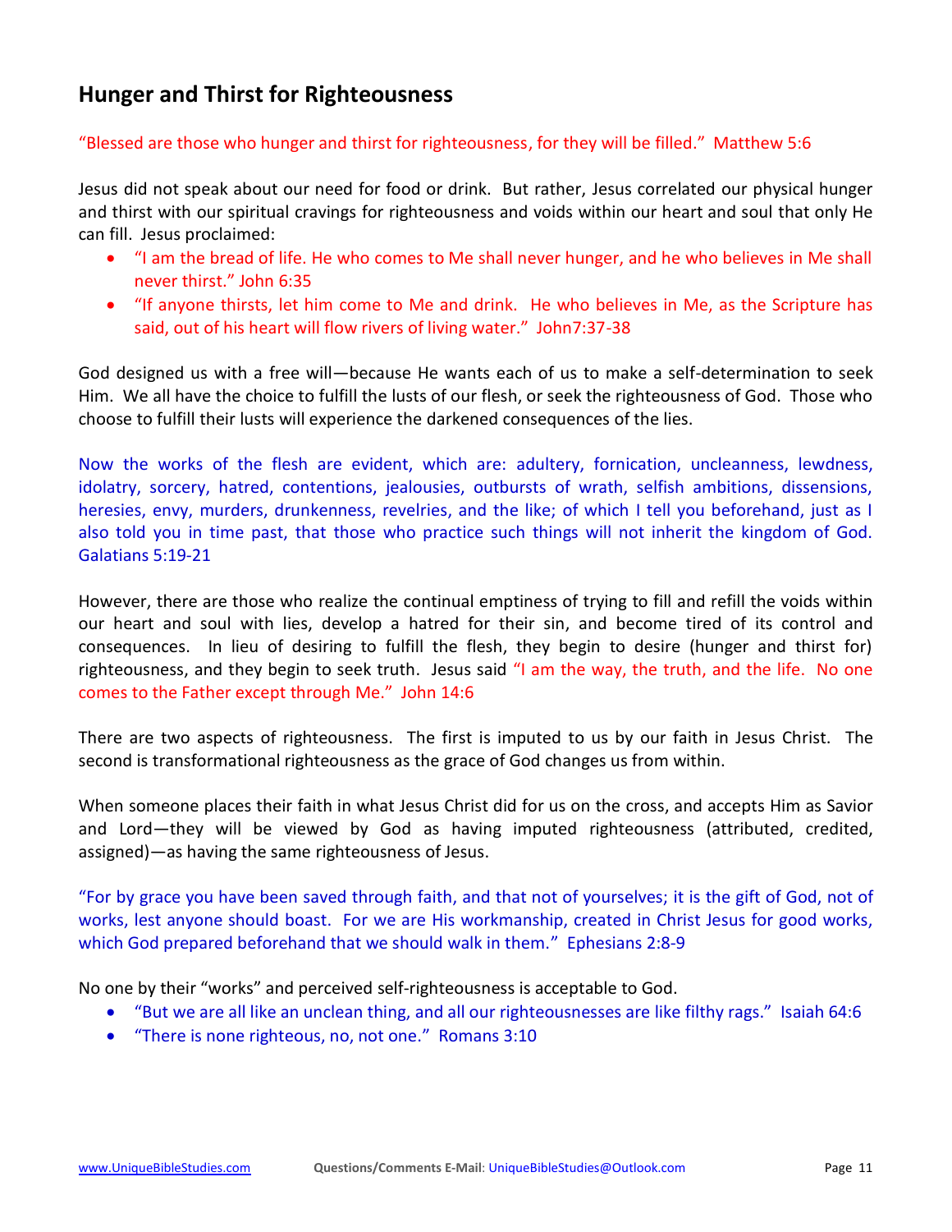## Hunger and Thirst for Righteousness

"Blessed are those who hunger and thirst for righteousness, for they will be filled." Matthew 5:6

Jesus did not speak about our need for food or drink. But rather, Jesus correlated our physical hunger and thirst with our spiritual cravings for righteousness and voids within our heart and soul that only He can fill. Jesus proclaimed:

- "I am the bread of life. He who comes to Me shall never hunger, and he who believes in Me shall never thirst." John 6:35
- "If anyone thirsts, let him come to Me and drink. He who believes in Me, as the Scripture has said, out of his heart will flow rivers of living water." John7:37-38

God designed us with a free will—because He wants each of us to make a self-determination to seek Him. We all have the choice to fulfill the lusts of our flesh, or seek the righteousness of God. Those who choose to fulfill their lusts will experience the darkened consequences of the lies.

Now the works of the flesh are evident, which are: adultery, fornication, uncleanness, lewdness, idolatry, sorcery, hatred, contentions, jealousies, outbursts of wrath, selfish ambitions, dissensions, heresies, envy, murders, drunkenness, revelries, and the like; of which I tell you beforehand, just as I also told you in time past, that those who practice such things will not inherit the kingdom of God. Galatians 5:19-21

However, there are those who realize the continual emptiness of trying to fill and refill the voids within our heart and soul with lies, develop a hatred for their sin, and become tired of its control and consequences. In lieu of desiring to fulfill the flesh, they begin to desire (hunger and thirst for) righteousness, and they begin to seek truth. Jesus said "I am the way, the truth, and the life. No one comes to the Father except through Me." John 14:6

There are two aspects of righteousness. The first is imputed to us by our faith in Jesus Christ. The second is transformational righteousness as the grace of God changes us from within.

When someone places their faith in what Jesus Christ did for us on the cross, and accepts Him as Savior and Lord—they will be viewed by God as having imputed righteousness (attributed, credited, assigned)—as having the same righteousness of Jesus.

"For by grace you have been saved through faith, and that not of yourselves; it is the gift of God, not of works, lest anyone should boast. For we are His workmanship, created in Christ Jesus for good works, which God prepared beforehand that we should walk in them." Ephesians 2:8-9

No one by their "works" and perceived self-righteousness is acceptable to God.

- "But we are all like an unclean thing, and all our righteousnesses are like filthy rags." Isaiah 64:6
- "There is none righteous, no, not one." Romans 3:10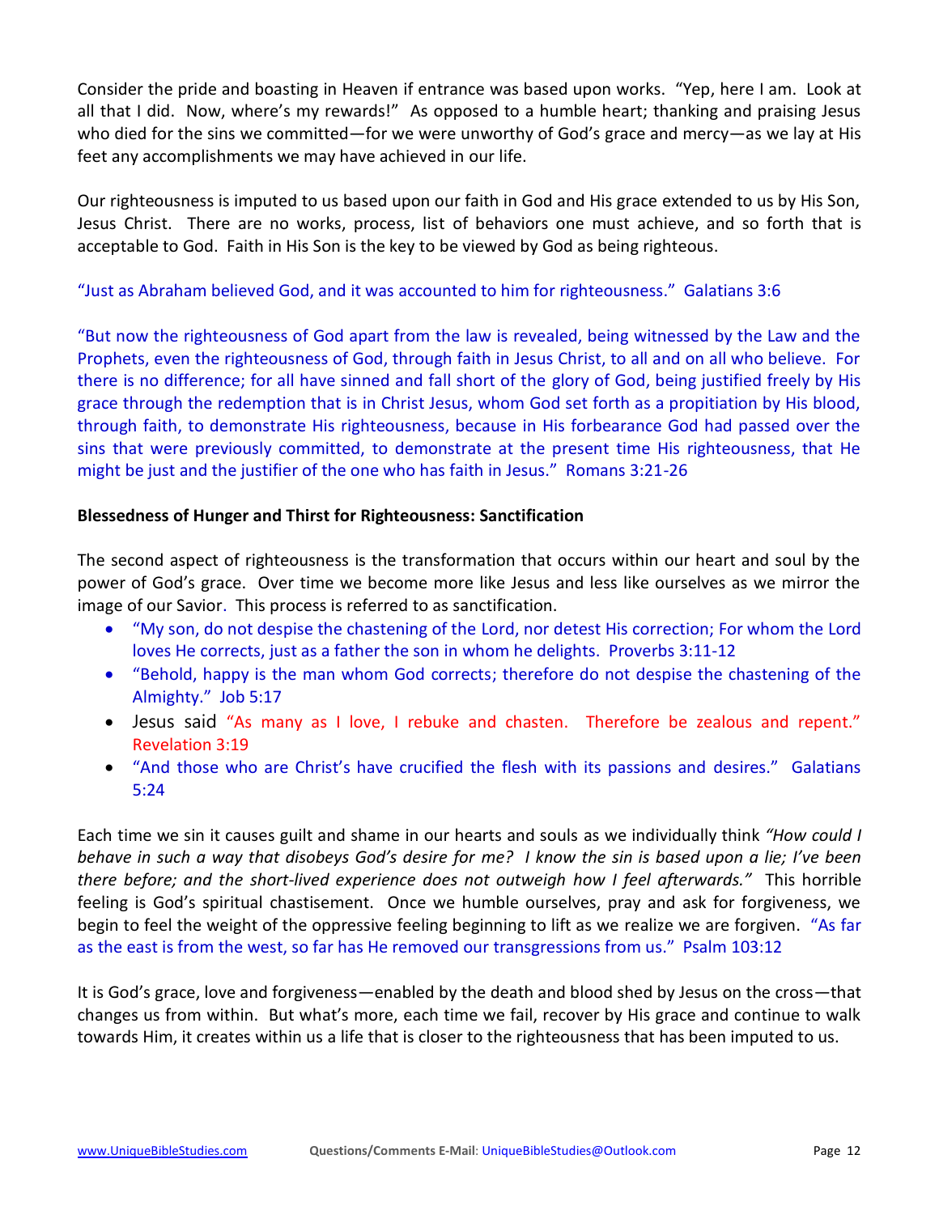Consider the pride and boasting in Heaven if entrance was based upon works. "Yep, here I am. Look at all that I did. Now, where's my rewards!" As opposed to a humble heart; thanking and praising Jesus who died for the sins we committed—for we were unworthy of God's grace and mercy—as we lay at His feet any accomplishments we may have achieved in our life.

Our righteousness is imputed to us based upon our faith in God and His grace extended to us by His Son, Jesus Christ. There are no works, process, list of behaviors one must achieve, and so forth that is acceptable to God. Faith in His Son is the key to be viewed by God as being righteous.

"Just as Abraham believed God, and it was accounted to him for righteousness." Galatians 3:6

"But now the righteousness of God apart from the law is revealed, being witnessed by the Law and the Prophets, even the righteousness of God, through faith in Jesus Christ, to all and on all who believe. For there is no difference; for all have sinned and fall short of the glory of God, being justified freely by His grace through the redemption that is in Christ Jesus, whom God set forth as a propitiation by His blood, through faith, to demonstrate His righteousness, because in His forbearance God had passed over the sins that were previously committed, to demonstrate at the present time His righteousness, that He might be just and the justifier of the one who has faith in Jesus." Romans 3:21-26

**Blessedness of Hunger and Thirst for Righteousness: Sanctification**

The second aspect of righteousness is the transformation that occurs within our heart and soul by the power of God's grace. Over time we become more like Jesus and less like ourselves as we mirror the image of our Savior. This process is referred to as sanctification.

- "My son, do not despise the chastening of the Lord, nor detest His correction; For whom the Lord loves He corrects, just as a father the son in whom he delights. Proverbs 3:11-12
- "Behold, happy is the man whom God corrects; therefore do not despise the chastening of the Almighty." Job 5:17
- Jesus said "As many as I love, I rebuke and chasten. Therefore be zealous and repent." Revelation 3:19
- "And those who are Christ's have crucified the flesh with its passions and desires." Galatians 5:24

Each time we sin it causes guilt and shame in our hearts and souls as we individually think *"How could I behave in such a way that disobeys God's desire for me? I know the sin is based upon a lie; I've been there before; and the short-lived experience does not outweigh how I feel afterwards."* This horrible feeling is God's spiritual chastisement. Once we humble ourselves, pray and ask for forgiveness, we begin to feel the weight of the oppressive feeling beginning to lift as we realize we are forgiven. "As far as the east is from the west, so far has He removed our transgressions from us." Psalm 103:12

It is God's grace, love and forgiveness—enabled by the death and blood shed by Jesus on the cross—that changes us from within. But what's more, each time we fail, recover by His grace and continue to walk towards Him, it creates within us a life that is closer to the righteousness that has been imputed to us.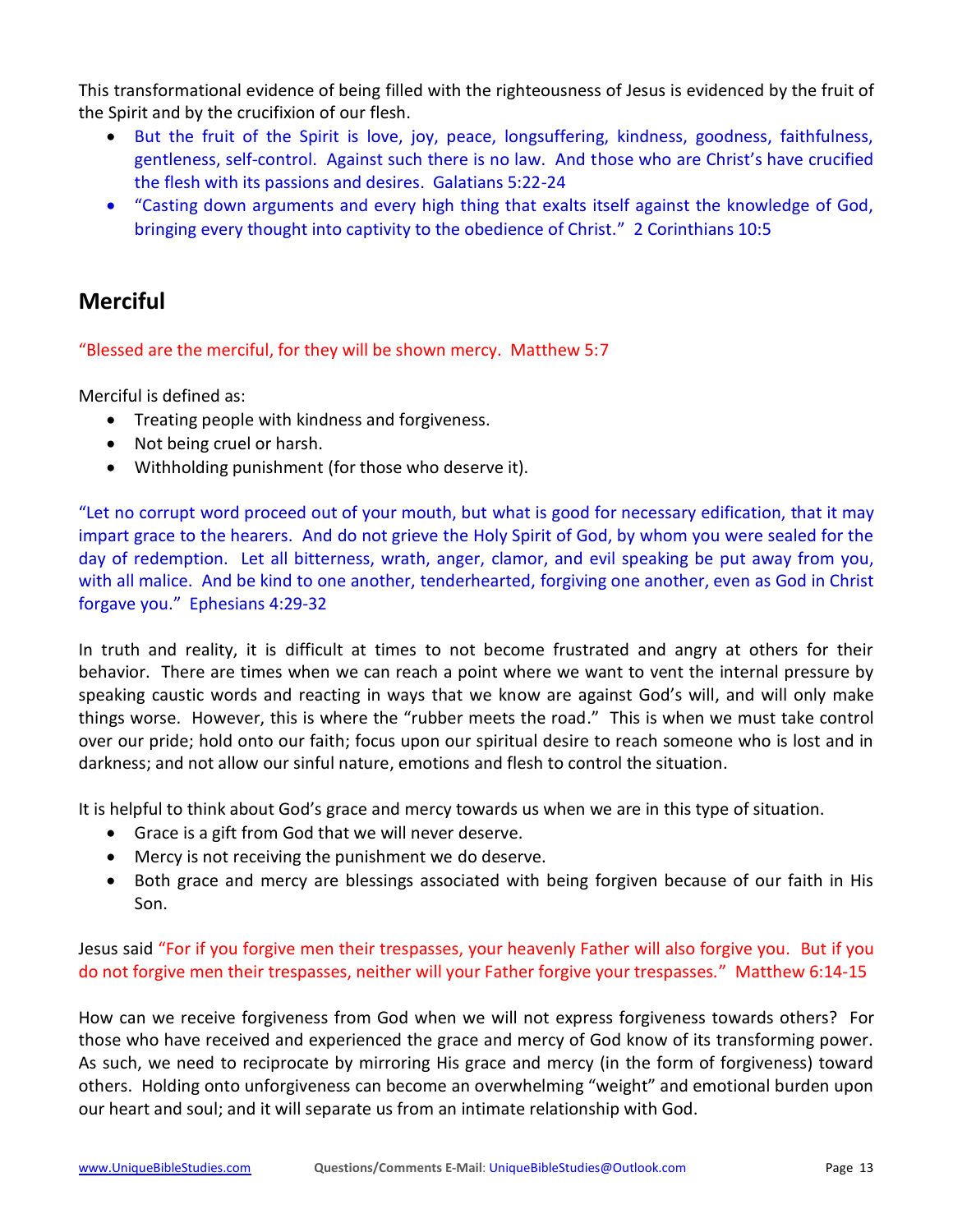This transformational evidence of being filled with the righteousness of Jesus is evidenced by the fruit of the Spirit and by the crucifixion of our flesh.

- But the fruit of the Spirit is love, joy, peace, longsuffering, kindness, goodness, faithfulness, gentleness, self-control. Against such there is no law. And those who are Christ's have crucified the flesh with its passions and desires. Galatians 5:22-24
- "Casting down arguments and every high thing that exalts itself against the knowledge of God, bringing every thought into captivity to the obedience of Christ." 2 Corinthians 10:5

## Merciful

"Blessed are the merciful, for they will be shown mercy. Matthew 5:7

Merciful is defined as:

- Treating people with kindness and forgiveness.
- Not being cruel or harsh.
- Withholding punishment (for those who deserve it).

"Let no corrupt word proceed out of your mouth, but what is good for necessary edification, that it may impart grace to the hearers. And do not grieve the Holy Spirit of God, by whom you were sealed for the day of redemption. Let all bitterness, wrath, anger, clamor, and evil speaking be put away from you, with all malice. And be kind to one another, tenderhearted, forgiving one another, even as God in Christ forgave you." Ephesians 4:29-32

In truth and reality, it is difficult at times to not become frustrated and angry at others for their behavior. There are times when we can reach a point where we want to vent the internal pressure by speaking caustic words and reacting in ways that we know are against God's will, and will only make things worse. However, this is where the "rubber meets the road." This is when we must take control over our pride; hold onto our faith; focus upon our spiritual desire to reach someone who is lost and in darkness; and not allow our sinful nature, emotions and flesh to control the situation.

It is helpful to think about God's grace and mercy towards us when we are in this type of situation.

- Grace is a gift from God that we will never deserve.
- Mercy is not receiving the punishment we do deserve.
- Both grace and mercy are blessings associated with being forgiven because of our faith in His Son.

Jesus said "For if you forgive men their trespasses, your heavenly Father will also forgive you. But if you do not forgive men their trespasses, neither will your Father forgive your trespasses." Matthew 6:14-15

How can we receive forgiveness from God when we will not express forgiveness towards others? For those who have received and experienced the grace and mercy of God know of its transforming power. As such, we need to reciprocate by mirroring His grace and mercy (in the form of forgiveness) toward others. Holding onto unforgiveness can become an overwhelming "weight" and emotional burden upon our heart and soul; and it will separate us from an intimate relationship with God.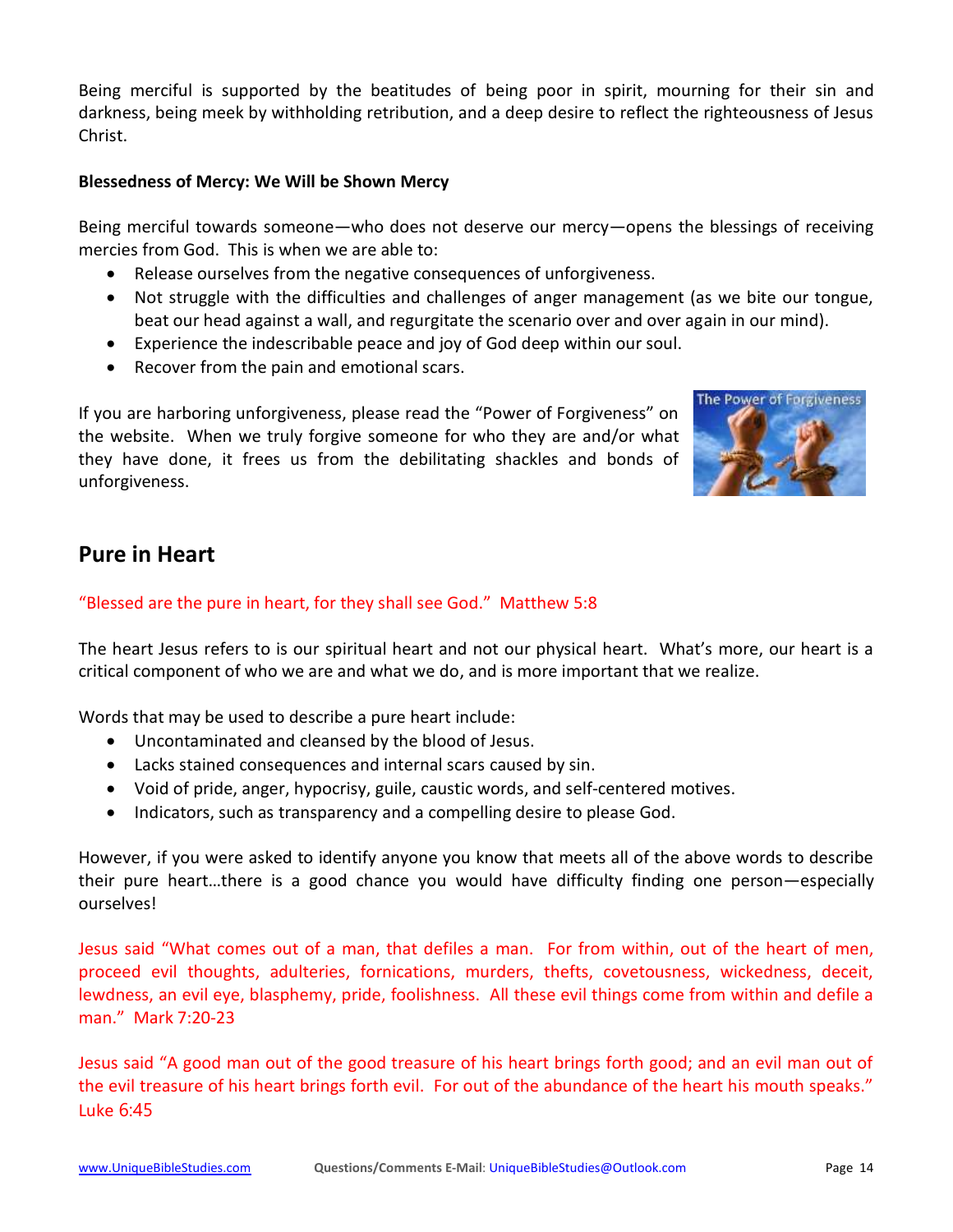Being merciful is supported by the beatitudes of being poor in spirit, mourning for their sin and darkness, being meek by withholding retribution, and a deep desire to reflect the righteousness of Jesus Christ.

**Blessedness of Mercy: We Will be Shown Mercy**

Being merciful towards someone—who does not deserve our mercy—opens the blessings of receiving mercies from God. This is when we are able to:

- Release ourselves from the negative consequences of unforgiveness.
- Not struggle with the difficulties and challenges of anger management (as we bite our tongue, beat our head against a wall, and regurgitate the scenario over and over again in our mind).
- Experience the indescribable peace and joy of God deep within our soul.
- Recover from the pain and emotional scars.

If you are harboring unforgiveness, please read the "Power of Forgiveness" on the website. When we truly forgive someone for who they are and/or what they have done, it frees us from the debilitating shackles and bonds of unforgiveness.

## Pure in Heart

"Blessed are the pure in heart, for they shall see God." Matthew 5:8

The heart Jesus refers to is our spiritual heart and not our physical heart. What's more, our heart is a critical component of who we are and what we do, and is more important that we realize.

Words that may be used to describe a pure heart include:

- Uncontaminated and cleansed by the blood of Jesus.
- Lacks stained consequences and internal scars caused by sin.
- Void of pride, anger, hypocrisy, guile, caustic words, and self-centered motives.
- Indicators, such as transparency and a compelling desire to please God.

However, if you were asked to identify anyone you know that meets all of the above words to describe their pure heart…there is a good chance you would have difficulty finding one person—especially ourselves!

Jesus said "What comes out of a man, that defiles a man. For from within, out of the heart of men, proceed evil thoughts, adulteries, fornications, murders, thefts, covetousness, wickedness, deceit, lewdness, an evil eye, blasphemy, pride, foolishness. All these evil things come from within and defile a man." Mark 7:20-23

Jesus said "A good man out of the good treasure of his heart brings forth good; and an evil man out of the evil treasure of his heart brings forth evil. For out of the abundance of the heart his mouth speaks." Luke 6:45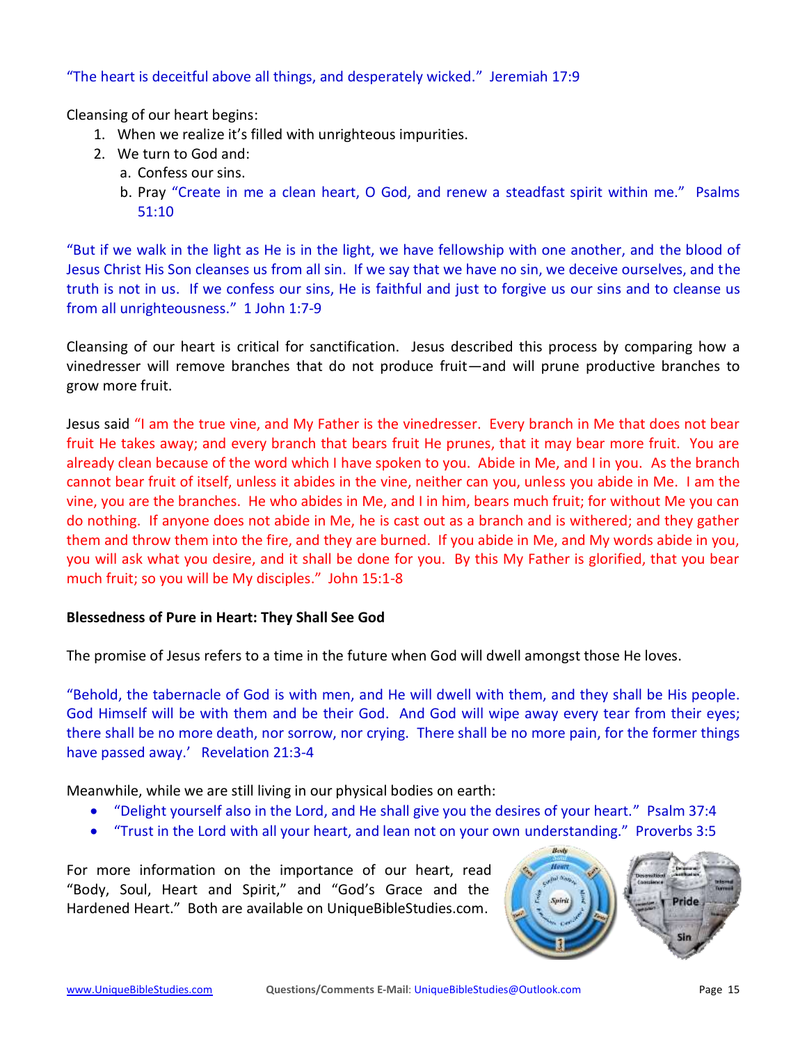"The heart is deceitful above all things, and desperately wicked." Jeremiah 17:9

Cleansing of our heart begins:

1. When we realize it's filled with unrighteous impurities.
2. We turn to God and:
   a. Confess our sins.
   b. Pray "Create in me a clean heart, O God, and renew a steadfast spirit within me." Psalms 51:10

"But if we walk in the light as He is in the light, we have fellowship with one another, and the blood of Jesus Christ His Son cleanses us from all sin. If we say that we have no sin, we deceive ourselves, and the truth is not in us. If we confess our sins, He is faithful and just to forgive us our sins and to cleanse us from all unrighteousness." 1 John 1:7-9

Cleansing of our heart is critical for sanctification. Jesus described this process by comparing how a vinedresser will remove branches that do not produce fruit—and will prune productive branches to grow more fruit.

Jesus said "I am the true vine, and My Father is the vinedresser. Every branch in Me that does not bear fruit He takes away; and every branch that bears fruit He prunes, that it may bear more fruit. You are already clean because of the word which I have spoken to you. Abide in Me, and I in you. As the branch cannot bear fruit of itself, unless it abides in the vine, neither can you, unless you abide in Me. I am the vine, you are the branches. He who abides in Me, and I in him, bears much fruit; for without Me you can do nothing. If anyone does not abide in Me, he is cast out as a branch and is withered; and they gather them and throw them into the fire, and they are burned. If you abide in Me, and My words abide in you, you will ask what you desire, and it shall be done for you. By this My Father is glorified, that you bear much fruit; so you will be My disciples." John 15:1-8

**Blessedness of Pure in Heart: They Shall See God**

The promise of Jesus refers to a time in the future when God will dwell amongst those He loves.

"Behold, the tabernacle of God is with men, and He will dwell with them, and they shall be His people. God Himself will be with them and be their God. And God will wipe away every tear from their eyes; there shall be no more death, nor sorrow, nor crying. There shall be no more pain, for the former things have passed away.' Revelation 21:3-4

Meanwhile, while we are still living in our physical bodies on earth:

- "Delight yourself also in the Lord, and He shall give you the desires of your heart." Psalm 37:4
- "Trust in the Lord with all your heart, and lean not on your own understanding." Proverbs 3:5

For more information on the importance of our heart, read "Body, Soul, Heart and Spirit," and "God's Grace and the Hardened Heart." Both are available on UniqueBibleStudies.com.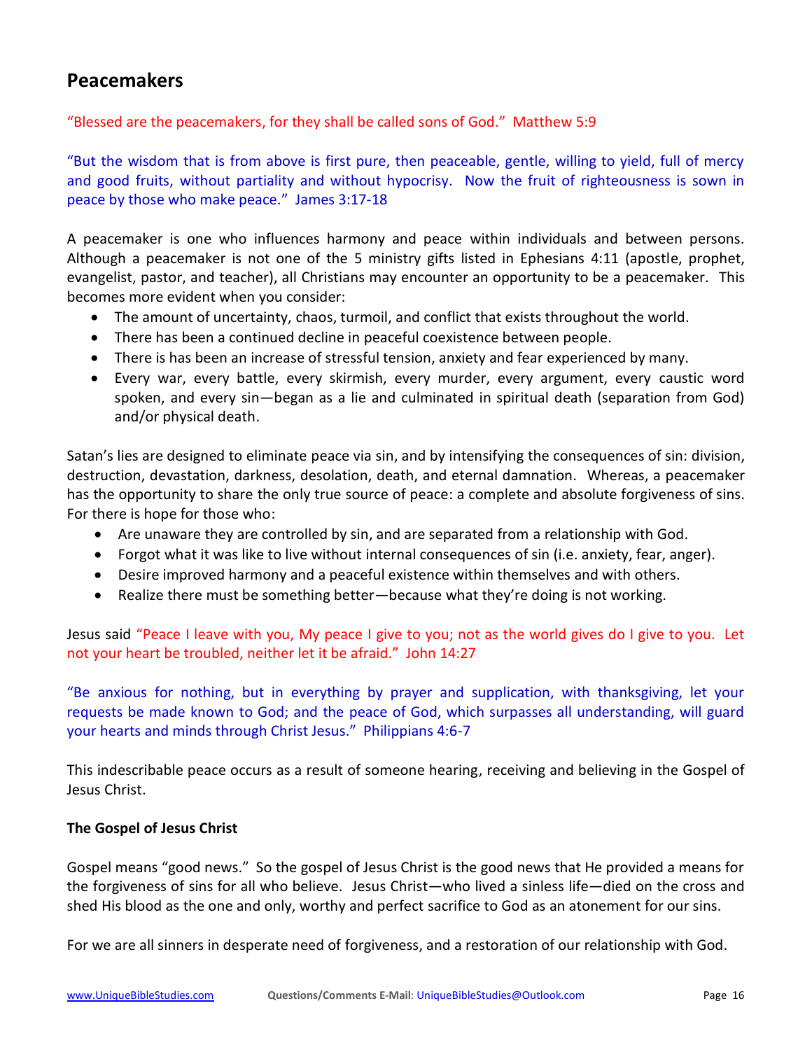## Peacemakers

"Blessed are the peacemakers, for they shall be called sons of God." Matthew 5:9

"But the wisdom that is from above is first pure, then peaceable, gentle, willing to yield, full of mercy and good fruits, without partiality and without hypocrisy. Now the fruit of righteousness is sown in peace by those who make peace." James 3:17-18

A peacemaker is one who influences harmony and peace within individuals and between persons. Although a peacemaker is not one of the 5 ministry gifts listed in Ephesians 4:11 (apostle, prophet, evangelist, pastor, and teacher), all Christians may encounter an opportunity to be a peacemaker. This becomes more evident when you consider:

- The amount of uncertainty, chaos, turmoil, and conflict that exists throughout the world.
- There has been a continued decline in peaceful coexistence between people.
- There is has been an increase of stressful tension, anxiety and fear experienced by many.
- Every war, every battle, every skirmish, every murder, every argument, every caustic word spoken, and every sin—began as a lie and culminated in spiritual death (separation from God) and/or physical death.

Satan's lies are designed to eliminate peace via sin, and by intensifying the consequences of sin: division, destruction, devastation, darkness, desolation, death, and eternal damnation. Whereas, a peacemaker has the opportunity to share the only true source of peace: a complete and absolute forgiveness of sins. For there is hope for those who:

- Are unaware they are controlled by sin, and are separated from a relationship with God.
- Forgot what it was like to live without internal consequences of sin (i.e. anxiety, fear, anger).
- Desire improved harmony and a peaceful existence within themselves and with others.
- Realize there must be something better—because what they're doing is not working.

Jesus said "Peace I leave with you, My peace I give to you; not as the world gives do I give to you. Let not your heart be troubled, neither let it be afraid." John 14:27

"Be anxious for nothing, but in everything by prayer and supplication, with thanksgiving, let your requests be made known to God; and the peace of God, which surpasses all understanding, will guard your hearts and minds through Christ Jesus." Philippians 4:6-7

This indescribable peace occurs as a result of someone hearing, receiving and believing in the Gospel of Jesus Christ.

**The Gospel of Jesus Christ**

Gospel means "good news." So the gospel of Jesus Christ is the good news that He provided a means for the forgiveness of sins for all who believe. Jesus Christ—who lived a sinless life—died on the cross and shed His blood as the one and only, worthy and perfect sacrifice to God as an atonement for our sins.

For we are all sinners in desperate need of forgiveness, and a restoration of our relationship with God.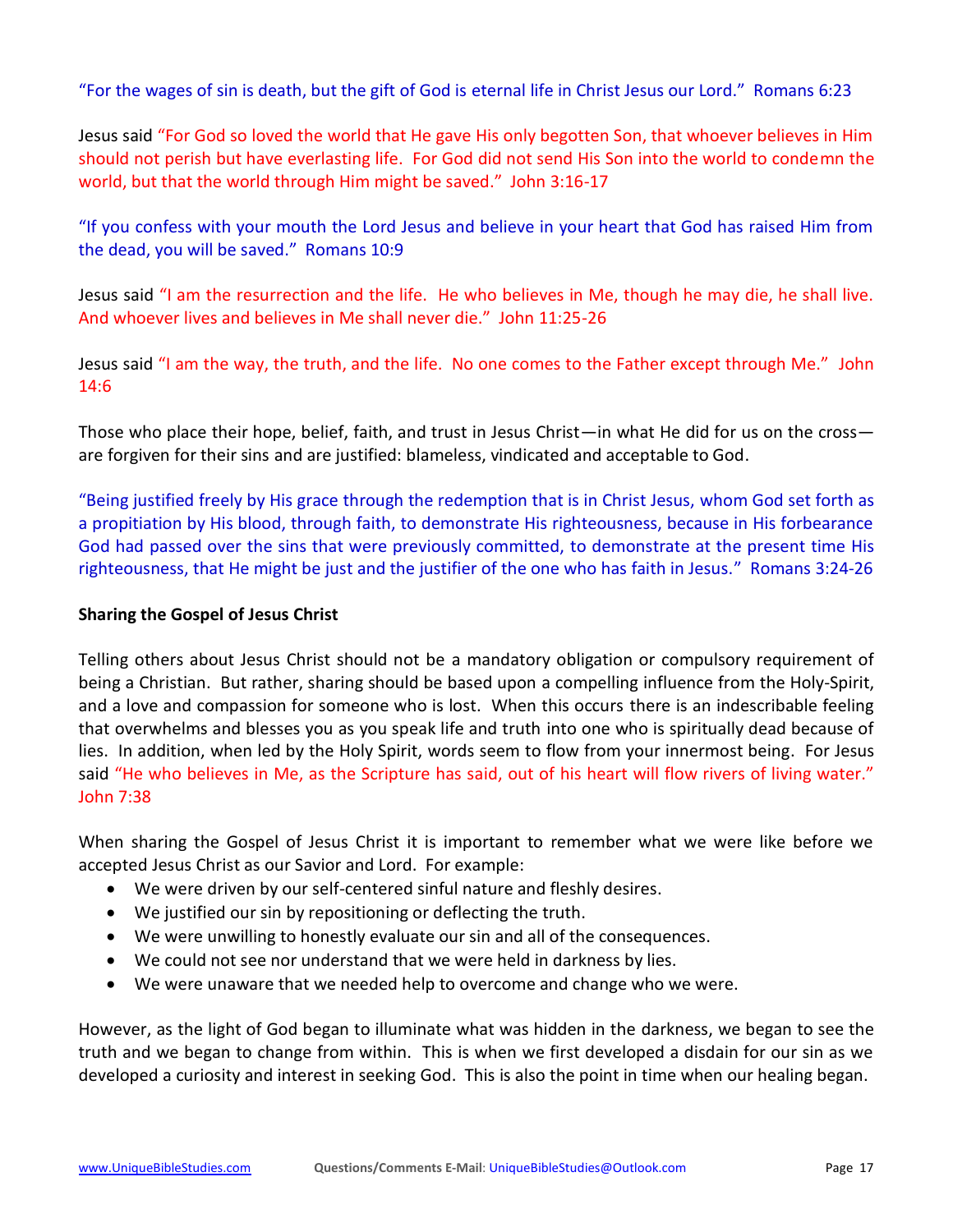"For the wages of sin is death, but the gift of God is eternal life in Christ Jesus our Lord." Romans 6:23

Jesus said "For God so loved the world that He gave His only begotten Son, that whoever believes in Him should not perish but have everlasting life. For God did not send His Son into the world to condemn the world, but that the world through Him might be saved." John 3:16-17

"If you confess with your mouth the Lord Jesus and believe in your heart that God has raised Him from the dead, you will be saved." Romans 10:9

Jesus said "I am the resurrection and the life. He who believes in Me, though he may die, he shall live. And whoever lives and believes in Me shall never die." John 11:25-26

Jesus said "I am the way, the truth, and the life. No one comes to the Father except through Me." John 14:6

Those who place their hope, belief, faith, and trust in Jesus Christ—in what He did for us on the cross—are forgiven for their sins and are justified: blameless, vindicated and acceptable to God.

"Being justified freely by His grace through the redemption that is in Christ Jesus, whom God set forth as a propitiation by His blood, through faith, to demonstrate His righteousness, because in His forbearance God had passed over the sins that were previously committed, to demonstrate at the present time His righteousness, that He might be just and the justifier of the one who has faith in Jesus." Romans 3:24-26

**Sharing the Gospel of Jesus Christ**

Telling others about Jesus Christ should not be a mandatory obligation or compulsory requirement of being a Christian. But rather, sharing should be based upon a compelling influence from the Holy-Spirit, and a love and compassion for someone who is lost. When this occurs there is an indescribable feeling that overwhelms and blesses you as you speak life and truth into one who is spiritually dead because of lies. In addition, when led by the Holy Spirit, words seem to flow from your innermost being. For Jesus said "He who believes in Me, as the Scripture has said, out of his heart will flow rivers of living water." John 7:38

When sharing the Gospel of Jesus Christ it is important to remember what we were like before we accepted Jesus Christ as our Savior and Lord. For example:

- We were driven by our self-centered sinful nature and fleshly desires.
- We justified our sin by repositioning or deflecting the truth.
- We were unwilling to honestly evaluate our sin and all of the consequences.
- We could not see nor understand that we were held in darkness by lies.
- We were unaware that we needed help to overcome and change who we were.

However, as the light of God began to illuminate what was hidden in the darkness, we began to see the truth and we began to change from within. This is when we first developed a disdain for our sin as we developed a curiosity and interest in seeking God. This is also the point in time when our healing began.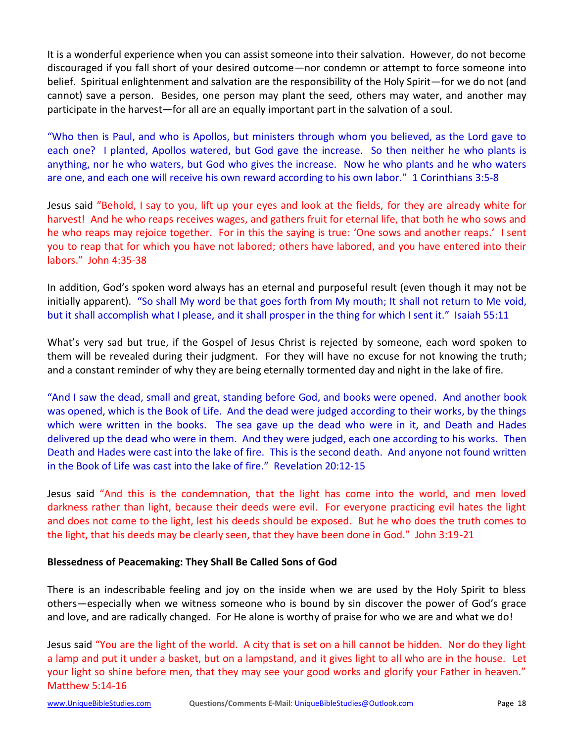It is a wonderful experience when you can assist someone into their salvation. However, do not become discouraged if you fall short of your desired outcome—nor condemn or attempt to force someone into belief. Spiritual enlightenment and salvation are the responsibility of the Holy Spirit—for we do not (and cannot) save a person. Besides, one person may plant the seed, others may water, and another may participate in the harvest—for all are an equally important part in the salvation of a soul.

"Who then is Paul, and who is Apollos, but ministers through whom you believed, as the Lord gave to each one? I planted, Apollos watered, but God gave the increase. So then neither he who plants is anything, nor he who waters, but God who gives the increase. Now he who plants and he who waters are one, and each one will receive his own reward according to his own labor." 1 Corinthians 3:5-8

Jesus said "Behold, I say to you, lift up your eyes and look at the fields, for they are already white for harvest! And he who reaps receives wages, and gathers fruit for eternal life, that both he who sows and he who reaps may rejoice together. For in this the saying is true: 'One sows and another reaps.' I sent you to reap that for which you have not labored; others have labored, and you have entered into their labors." John 4:35-38

In addition, God's spoken word always has an eternal and purposeful result (even though it may not be initially apparent). "So shall My word be that goes forth from My mouth; It shall not return to Me void, but it shall accomplish what I please, and it shall prosper in the thing for which I sent it." Isaiah 55:11

What's very sad but true, if the Gospel of Jesus Christ is rejected by someone, each word spoken to them will be revealed during their judgment. For they will have no excuse for not knowing the truth; and a constant reminder of why they are being eternally tormented day and night in the lake of fire.

"And I saw the dead, small and great, standing before God, and books were opened. And another book was opened, which is the Book of Life. And the dead were judged according to their works, by the things which were written in the books. The sea gave up the dead who were in it, and Death and Hades delivered up the dead who were in them. And they were judged, each one according to his works. Then Death and Hades were cast into the lake of fire. This is the second death. And anyone not found written in the Book of Life was cast into the lake of fire." Revelation 20:12-15

Jesus said "And this is the condemnation, that the light has come into the world, and men loved darkness rather than light, because their deeds were evil. For everyone practicing evil hates the light and does not come to the light, lest his deeds should be exposed. But he who does the truth comes to the light, that his deeds may be clearly seen, that they have been done in God." John 3:19-21

**Blessedness of Peacemaking: They Shall Be Called Sons of God**

There is an indescribable feeling and joy on the inside when we are used by the Holy Spirit to bless others—especially when we witness someone who is bound by sin discover the power of God's grace and love, and are radically changed. For He alone is worthy of praise for who we are and what we do!

Jesus said "You are the light of the world. A city that is set on a hill cannot be hidden. Nor do they light a lamp and put it under a basket, but on a lampstand, and it gives light to all who are in the house. Let your light so shine before men, that they may see your good works and glorify your Father in heaven." Matthew 5:14-16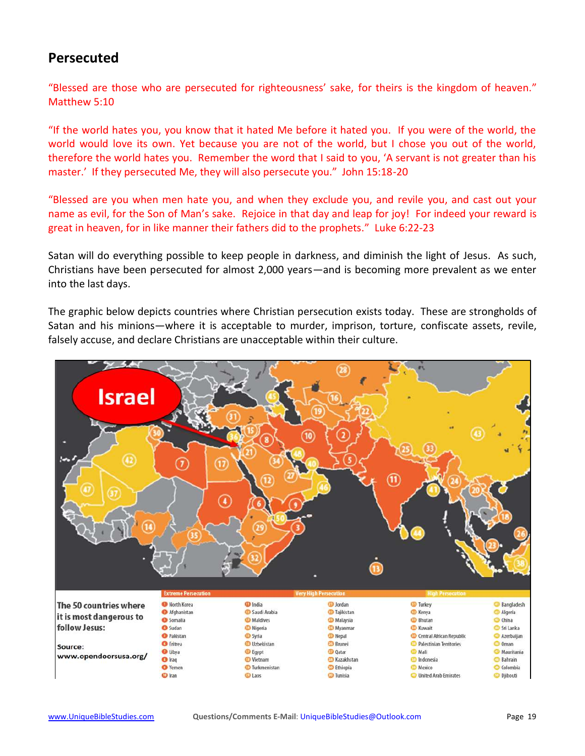## Persecuted

"Blessed are those who are persecuted for righteousness' sake, for theirs is the kingdom of heaven." Matthew 5:10

"If the world hates you, you know that it hated Me before it hated you. If you were of the world, the world would love its own. Yet because you are not of the world, but I chose you out of the world, therefore the world hates you. Remember the word that I said to you, 'A servant is not greater than his master.' If they persecuted Me, they will also persecute you." John 15:18-20

"Blessed are you when men hate you, and when they exclude you, and revile you, and cast out your name as evil, for the Son of Man's sake. Rejoice in that day and leap for joy! For indeed your reward is great in heaven, for in like manner their fathers did to the prophets." Luke 6:22-23

Satan will do everything possible to keep people in darkness, and diminish the light of Jesus. As such, Christians have been persecuted for almost 2,000 years—and is becoming more prevalent as we enter into the last days.

The graphic below depicts countries where Christian persecution exists today. These are strongholds of Satan and his minions—where it is acceptable to murder, imprison, torture, confiscate assets, revile, falsely accuse, and declare Christians are unacceptable within their culture.

Israel

**The 50 countries where it is most dangerous to follow Jesus:**

Source: www.opendoorsusa.org/

Extreme Persecution — Very High Persecution — High Persecution

| | | | | |
|---|---|---|---|---|
| 1 North Korea | 11 India | 21 Jordan | 31 Turkey | 41 Bangladesh |
| 2 Afghanistan | 12 Saudi Arabia | 22 Tajikistan | 32 Kenya | 42 Algeria |
| 3 Somalia | 13 Maldives | 23 Malaysia | 33 Bhutan | 43 China |
| 4 Sudan | 14 Nigeria | 24 Myanmar | 34 Kuwait | 44 Sri Lanka |
| 5 Pakistan | 15 Syria | 25 Nepal | 35 Central African Republic | 45 Azerbaijan |
| 6 Eritrea | 16 Uzbekistan | 26 Brunei | 36 Palestinian Territories | 46 Oman |
| 7 Libya | 17 Egypt | 27 Qatar | 37 Mali | 47 Mauritania |
| 8 Iraq | 18 Vietnam | 28 Kazakhstan | 38 Indonesia | 48 Bahrain |
| 9 Yemen | 19 Turkmenistan | 29 Ethiopia | 39 Mexico | 49 Colombia |
| 10 Iran | 20 Laos | 30 Tunisia | 40 United Arab Emirates | 50 Djibouti |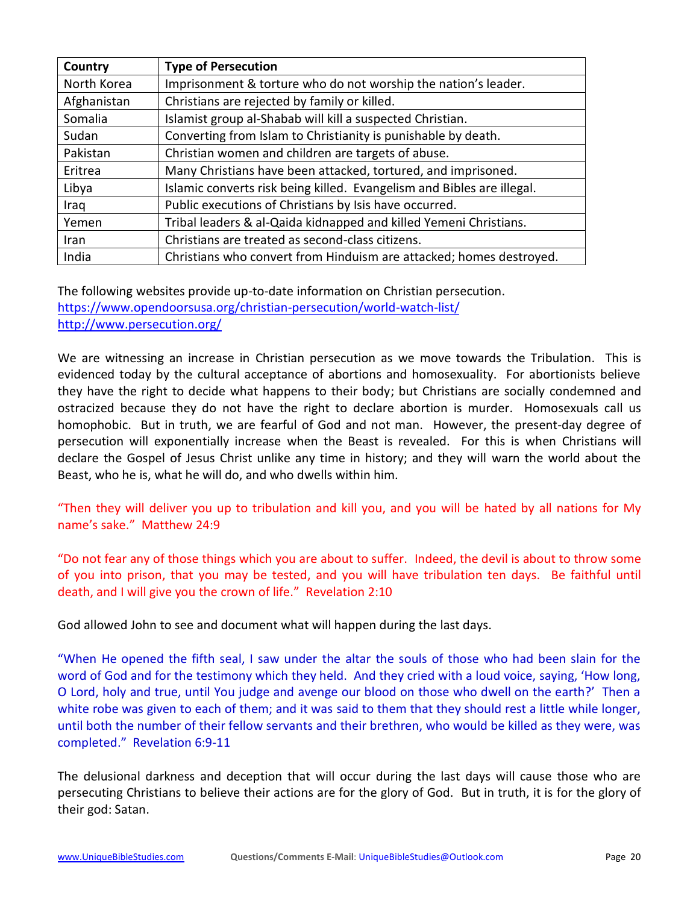| Country | Type of Persecution |
|---|---|
| North Korea | Imprisonment & torture who do not worship the nation's leader. |
| Afghanistan | Christians are rejected by family or killed. |
| Somalia | Islamist group al-Shabab will kill a suspected Christian. |
| Sudan | Converting from Islam to Christianity is punishable by death. |
| Pakistan | Christian women and children are targets of abuse. |
| Eritrea | Many Christians have been attacked, tortured, and imprisoned. |
| Libya | Islamic converts risk being killed. Evangelism and Bibles are illegal. |
| Iraq | Public executions of Christians by Isis have occurred. |
| Yemen | Tribal leaders & al-Qaida kidnapped and killed Yemeni Christians. |
| Iran | Christians are treated as second-class citizens. |
| India | Christians who convert from Hinduism are attacked; homes destroyed. |

The following websites provide up-to-date information on Christian persecution.
https://www.opendoorsusa.org/christian-persecution/world-watch-list/
http://www.persecution.org/

We are witnessing an increase in Christian persecution as we move towards the Tribulation. This is evidenced today by the cultural acceptance of abortions and homosexuality. For abortionists believe they have the right to decide what happens to their body; but Christians are socially condemned and ostracized because they do not have the right to declare abortion is murder. Homosexuals call us homophobic. But in truth, we are fearful of God and not man. However, the present-day degree of persecution will exponentially increase when the Beast is revealed. For this is when Christians will declare the Gospel of Jesus Christ unlike any time in history; and they will warn the world about the Beast, who he is, what he will do, and who dwells within him.

"Then they will deliver you up to tribulation and kill you, and you will be hated by all nations for My name's sake." Matthew 24:9

"Do not fear any of those things which you are about to suffer. Indeed, the devil is about to throw some of you into prison, that you may be tested, and you will have tribulation ten days. Be faithful until death, and I will give you the crown of life." Revelation 2:10

God allowed John to see and document what will happen during the last days.

"When He opened the fifth seal, I saw under the altar the souls of those who had been slain for the word of God and for the testimony which they held. And they cried with a loud voice, saying, 'How long, O Lord, holy and true, until You judge and avenge our blood on those who dwell on the earth?' Then a white robe was given to each of them; and it was said to them that they should rest a little while longer, until both the number of their fellow servants and their brethren, who would be killed as they were, was completed." Revelation 6:9-11

The delusional darkness and deception that will occur during the last days will cause those who are persecuting Christians to believe their actions are for the glory of God. But in truth, it is for the glory of their god: Satan.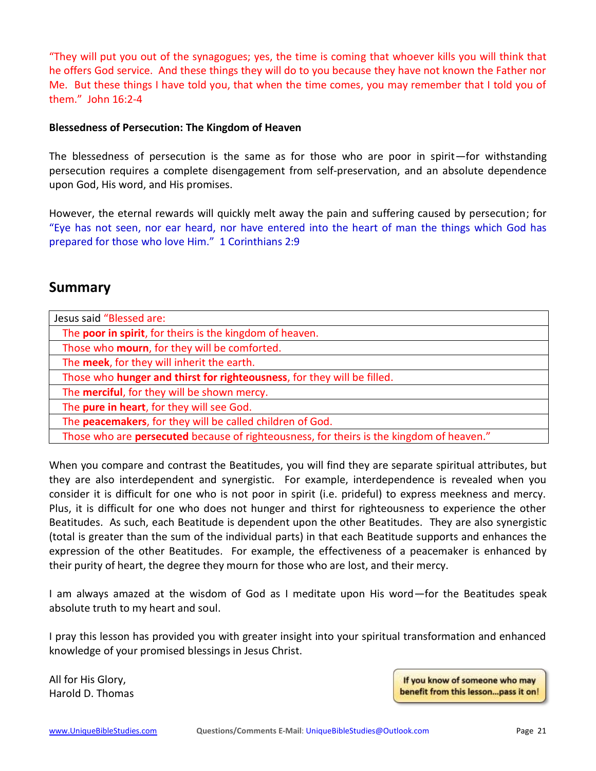"They will put you out of the synagogues; yes, the time is coming that whoever kills you will think that he offers God service. And these things they will do to you because they have not known the Father nor Me. But these things I have told you, that when the time comes, you may remember that I told you of them." John 16:2-4

**Blessedness of Persecution: The Kingdom of Heaven**

The blessedness of persecution is the same as for those who are poor in spirit—for withstanding persecution requires a complete disengagement from self-preservation, and an absolute dependence upon God, His word, and His promises.

However, the eternal rewards will quickly melt away the pain and suffering caused by persecution; for "Eye has not seen, nor ear heard, nor have entered into the heart of man the things which God has prepared for those who love Him." 1 Corinthians 2:9

## Summary

| |
|---|
| Jesus said "Blessed are: |
| The **poor in spirit**, for theirs is the kingdom of heaven. |
| Those who **mourn**, for they will be comforted. |
| The **meek**, for they will inherit the earth. |
| Those who **hunger and thirst for righteousness**, for they will be filled. |
| The **merciful**, for they will be shown mercy. |
| The **pure in heart**, for they will see God. |
| The **peacemakers**, for they will be called children of God. |
| Those who are **persecuted** because of righteousness, for theirs is the kingdom of heaven." |

When you compare and contrast the Beatitudes, you will find they are separate spiritual attributes, but they are also interdependent and synergistic. For example, interdependence is revealed when you consider it is difficult for one who is not poor in spirit (i.e. prideful) to express meekness and mercy. Plus, it is difficult for one who does not hunger and thirst for righteousness to experience the other Beatitudes. As such, each Beatitude is dependent upon the other Beatitudes. They are also synergistic (total is greater than the sum of the individual parts) in that each Beatitude supports and enhances the expression of the other Beatitudes. For example, the effectiveness of a peacemaker is enhanced by their purity of heart, the degree they mourn for those who are lost, and their mercy.

I am always amazed at the wisdom of God as I meditate upon His word—for the Beatitudes speak absolute truth to my heart and soul.

I pray this lesson has provided you with greater insight into your spiritual transformation and enhanced knowledge of your promised blessings in Jesus Christ.

All for His Glory,
Harold D. Thomas

If you know of someone who may benefit from this lesson...pass it on!

www.UniqueBibleStudies.com Questions/Comments E-Mail: UniqueBibleStudies@Outlook.com